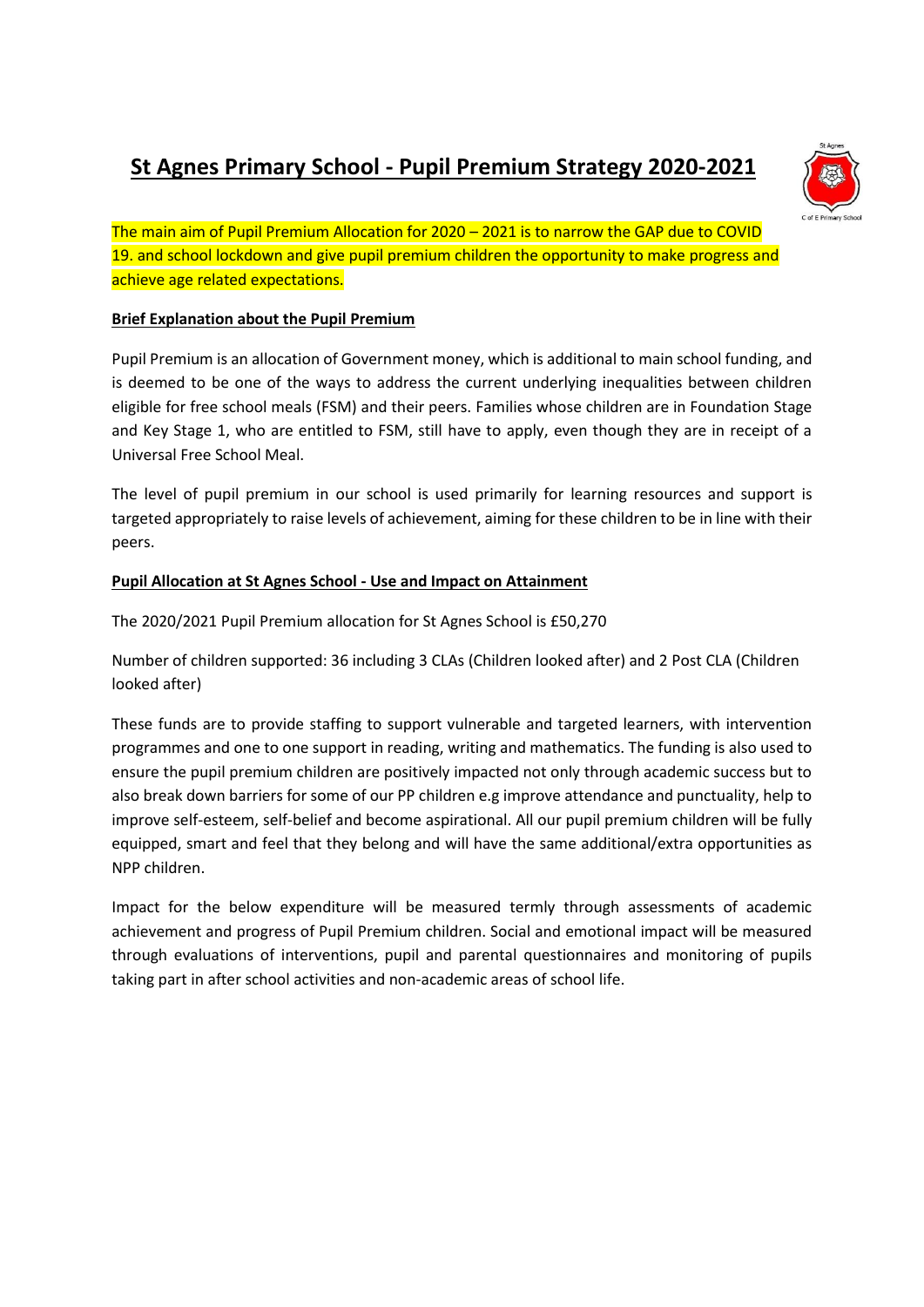# St Agnes Primary School - Pupil Premium Strategy 2020-2021

The main aim of Pupil Premium Allocation for 2020 – 2021 is to narrow the GAP due to COVID 19. and school lockdown and give pupil premium children the opportunity to make progress and achieve age related expectations.

## Brief Explanation about the Pupil Premium

Pupil Premium is an allocation of Government money, which is additional to main school funding, and is deemed to be one of the ways to address the current underlying inequalities between children eligible for free school meals (FSM) and their peers. Families whose children are in Foundation Stage and Key Stage 1, who are entitled to FSM, still have to apply, even though they are in receipt of a Universal Free School Meal.

The level of pupil premium in our school is used primarily for learning resources and support is targeted appropriately to raise levels of achievement, aiming for these children to be in line with their peers.

## Pupil Allocation at St Agnes School - Use and Impact on Attainment

The 2020/2021 Pupil Premium allocation for St Agnes School is £50,270

Number of children supported: 36 including 3 CLAs (Children looked after) and 2 Post CLA (Children looked after)

These funds are to provide staffing to support vulnerable and targeted learners, with intervention programmes and one to one support in reading, writing and mathematics. The funding is also used to ensure the pupil premium children are positively impacted not only through academic success but to also break down barriers for some of our PP children e.g improve attendance and punctuality, help to improve self-esteem, self-belief and become aspirational. All our pupil premium children will be fully equipped, smart and feel that they belong and will have the same additional/extra opportunities as NPP children.

Impact for the below expenditure will be measured termly through assessments of academic achievement and progress of Pupil Premium children. Social and emotional impact will be measured through evaluations of interventions, pupil and parental questionnaires and monitoring of pupils taking part in after school activities and non-academic areas of school life.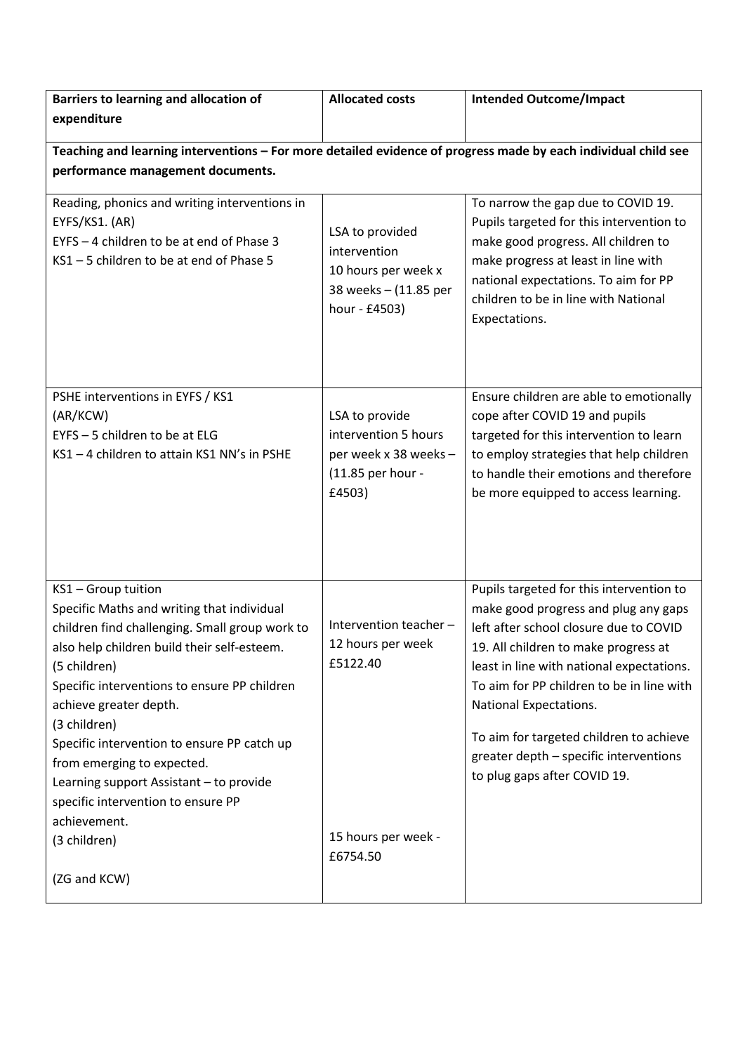| Barriers to learning and allocation of expenditure | Allocated costs | Intended Outcome/Impact |
|---|---|---|
| **Teaching and learning interventions – For more detailed evidence of progress made by each individual child see performance management documents.** | | |
| Reading, phonics and writing interventions in EYFS/KS1. (AR)<br>EYFS – 4 children to be at end of Phase 3<br>KS1 – 5 children to be at end of Phase 5 | LSA to provided intervention<br>10 hours per week x 38 weeks – (11.85 per hour - £4503) | To narrow the gap due to COVID 19. Pupils targeted for this intervention to make good progress. All children to make progress at least in line with national expectations. To aim for PP children to be in line with National Expectations. |
| PSHE interventions in EYFS / KS1<br>(AR/KCW)<br>EYFS – 5 children to be at ELG<br>KS1 – 4 children to attain KS1 NN's in PSHE | LSA to provide intervention 5 hours per week x 38 weeks – (11.85 per hour - £4503) | Ensure children are able to emotionally cope after COVID 19 and pupils targeted for this intervention to learn to employ strategies that help children to handle their emotions and therefore be more equipped to access learning. |
| KS1 – Group tuition<br>Specific Maths and writing that individual children find challenging. Small group work to also help children build their self-esteem.<br>(5 children)<br>Specific interventions to ensure PP children achieve greater depth.<br>(3 children)<br>Specific intervention to ensure PP catch up from emerging to expected.<br>Learning support Assistant – to provide specific intervention to ensure PP achievement.<br>(3 children)<br><br>(ZG and KCW) | Intervention teacher – 12 hours per week £5122.40<br><br>15 hours per week - £6754.50 | Pupils targeted for this intervention to make good progress and plug any gaps left after school closure due to COVID 19. All children to make progress at least in line with national expectations. To aim for PP children to be in line with National Expectations.<br><br>To aim for targeted children to achieve greater depth – specific interventions to plug gaps after COVID 19. |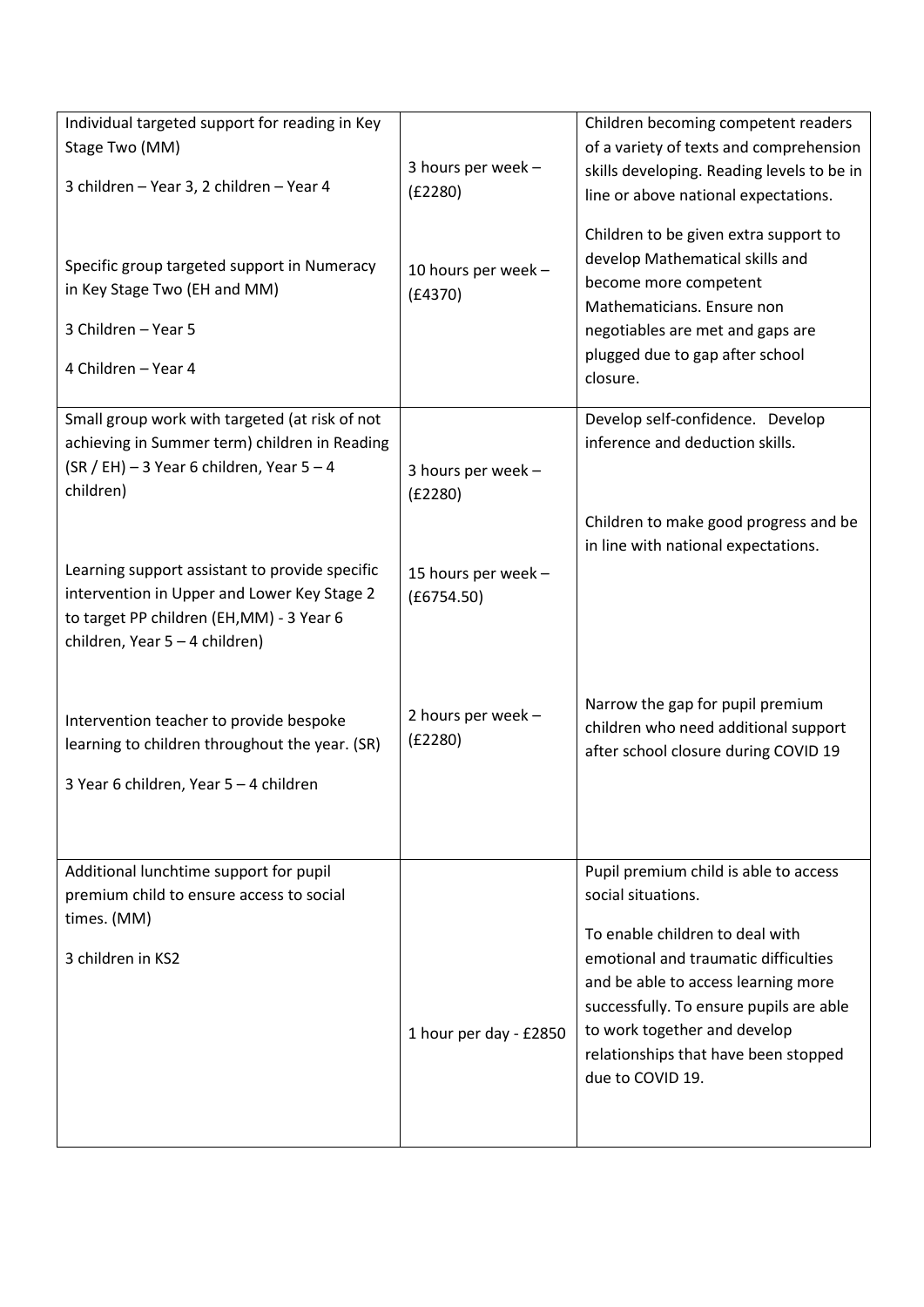| | | |
|---|---|---|
| Individual targeted support for reading in Key Stage Two (MM)<br><br>3 children – Year 3, 2 children – Year 4<br><br>Specific group targeted support in Numeracy in Key Stage Two (EH and MM)<br><br>3 Children – Year 5<br><br>4 Children – Year 4 | 3 hours per week – (£2280)<br><br>10 hours per week – (£4370) | Children becoming competent readers of a variety of texts and comprehension skills developing. Reading levels to be in line or above national expectations.<br><br>Children to be given extra support to develop Mathematical skills and become more competent Mathematicians. Ensure non negotiables are met and gaps are plugged due to gap after school closure. |
| Small group work with targeted (at risk of not achieving in Summer term) children in Reading (SR / EH) – 3 Year 6 children, Year 5 – 4 children)<br><br>Learning support assistant to provide specific intervention in Upper and Lower Key Stage 2 to target PP children (EH,MM) - 3 Year 6 children, Year 5 – 4 children)<br><br>Intervention teacher to provide bespoke learning to children throughout the year. (SR)<br><br>3 Year 6 children, Year 5 – 4 children | 3 hours per week – (£2280)<br><br>15 hours per week – (£6754.50)<br><br>2 hours per week – (£2280) | Develop self-confidence. Develop inference and deduction skills.<br><br>Children to make good progress and be in line with national expectations.<br><br>Narrow the gap for pupil premium children who need additional support after school closure during COVID 19 |
| Additional lunchtime support for pupil premium child to ensure access to social times. (MM)<br><br>3 children in KS2 | 1 hour per day - £2850 | Pupil premium child is able to access social situations.<br><br>To enable children to deal with emotional and traumatic difficulties and be able to access learning more successfully. To ensure pupils are able to work together and develop relationships that have been stopped due to COVID 19. |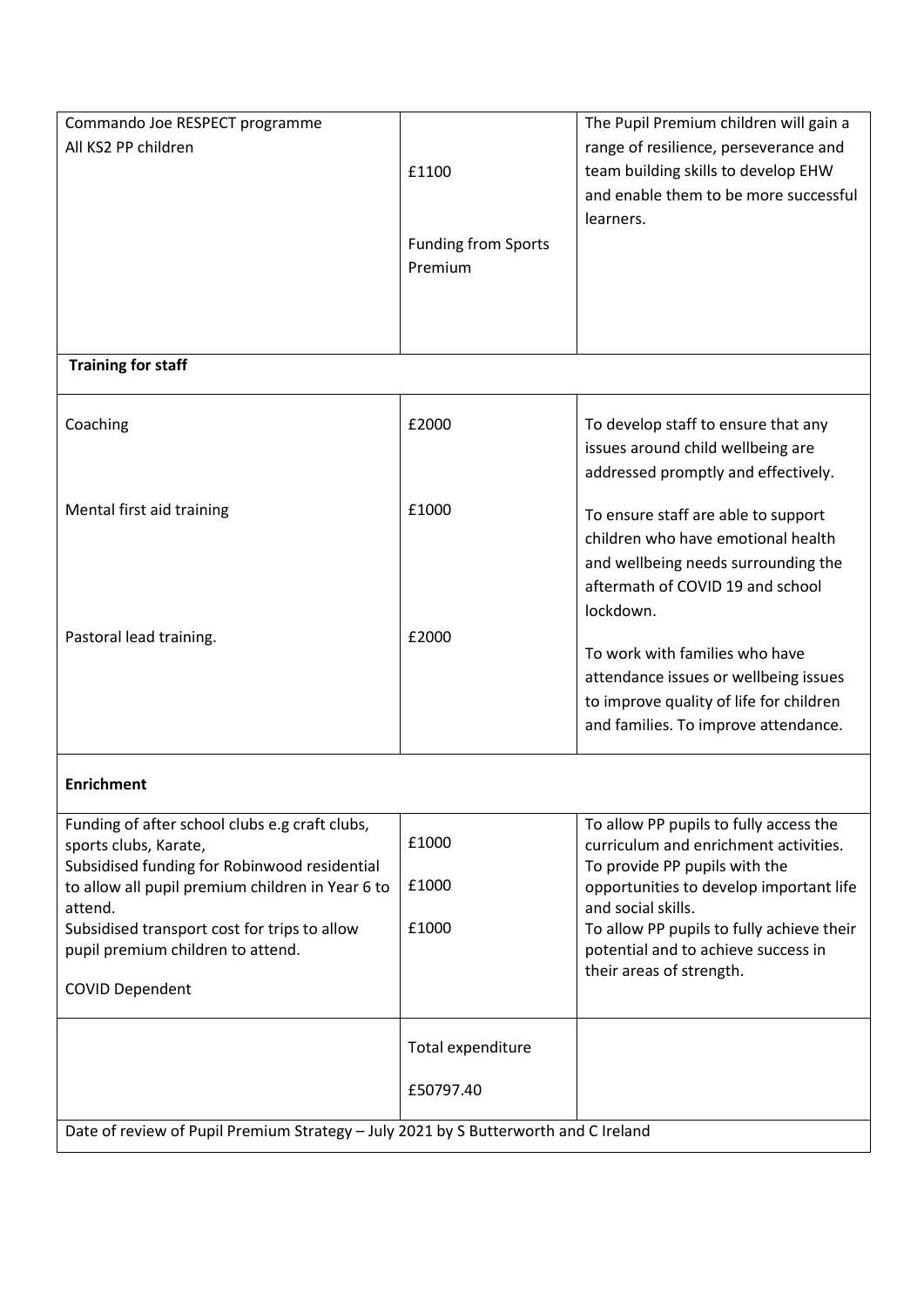| | | |
|---|---|---|
| Commando Joe RESPECT programme<br>All KS2 PP children | £1100<br><br>Funding from Sports Premium | The Pupil Premium children will gain a range of resilience, perseverance and team building skills to develop EHW and enable them to be more successful learners. |
| **Training for staff** | | |
| Coaching | £2000 | To develop staff to ensure that any issues around child wellbeing are addressed promptly and effectively. |
| Mental first aid training | £1000 | To ensure staff are able to support children who have emotional health and wellbeing needs surrounding the aftermath of COVID 19 and school lockdown. |
| Pastoral lead training. | £2000 | To work with families who have attendance issues or wellbeing issues to improve quality of life for children and families. To improve attendance. |
| **Enrichment** | | |
| Funding of after school clubs e.g craft clubs, sports clubs, Karate,<br>Subsidised funding for Robinwood residential to allow all pupil premium children in Year 6 to attend.<br>Subsidised transport cost for trips to allow pupil premium children to attend.<br><br>COVID Dependent | £1000<br><br>£1000<br><br>£1000 | To allow PP pupils to fully access the curriculum and enrichment activities.<br>To provide PP pupils with the opportunities to develop important life and social skills.<br>To allow PP pupils to fully achieve their potential and to achieve success in their areas of strength. |
| | Total expenditure<br><br>£50797.40 | |
| Date of review of Pupil Premium Strategy – July 2021 by S Butterworth and C Ireland | | |